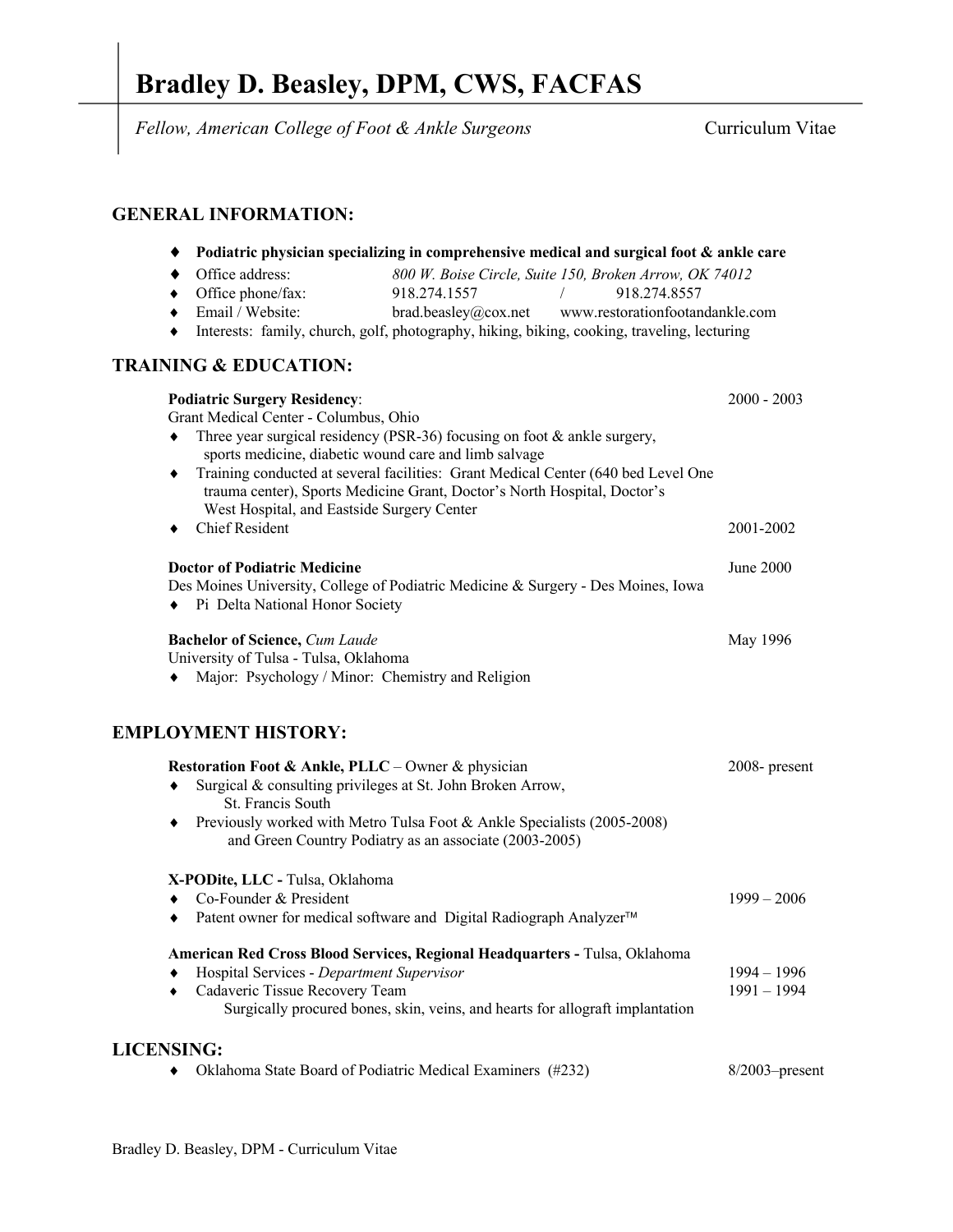# Bradley D. Beasley, DPM, CWS, FACFAS

*Fellow, American College of Foot & Ankle Surgeons* Curriculum Vitae

## GENERAL INFORMATION:

- **Podiatric physician specializing in comprehensive medical and surgical foot & ankle care**
- Office address: *800 W. Boise Circle, Suite 150, Broken Arrow, OK 74012*
- Office phone/fax: 918.274.1557 / 918.274.8557
- Email / Website: brad.beasley@cox.net www.restorationfootandankle.com
- Interests: family, church, golf, photography, hiking, biking, cooking, traveling, lecturing

## TRAINING & EDUCATION:

**Podiatric Surgery Residency**: 2000 - 2003
Grant Medical Center - Columbus, Ohio

- Three year surgical residency (PSR-36) focusing on foot & ankle surgery, sports medicine, diabetic wound care and limb salvage
- Training conducted at several facilities: Grant Medical Center (640 bed Level One trauma center), Sports Medicine Grant, Doctor's North Hospital, Doctor's West Hospital, and Eastside Surgery Center
- Chief Resident 2001-2002

**Doctor of Podiatric Medicine** June 2000
Des Moines University, College of Podiatric Medicine & Surgery - Des Moines, Iowa

- Pi Delta National Honor Society

**Bachelor of Science,** *Cum Laude* May 1996
University of Tulsa - Tulsa, Oklahoma

- Major: Psychology / Minor: Chemistry and Religion

## EMPLOYMENT HISTORY:

**Restoration Foot & Ankle, PLLC** – Owner & physician 2008- present

- Surgical & consulting privileges at St. John Broken Arrow, St. Francis South
- Previously worked with Metro Tulsa Foot & Ankle Specialists (2005-2008) and Green Country Podiatry as an associate (2003-2005)

**X-PODite, LLC -** Tulsa, Oklahoma

- Co-Founder & President 1999 – 2006
- Patent owner for medical software and Digital Radiograph Analyzer™

**American Red Cross Blood Services, Regional Headquarters -** Tulsa, Oklahoma

- Hospital Services - *Department Supervisor* 1994 – 1996
- Cadaveric Tissue Recovery Team 1991 – 1994
  Surgically procured bones, skin, veins, and hearts for allograft implantation

## LICENSING:

- Oklahoma State Board of Podiatric Medical Examiners (#232) 8/2003–present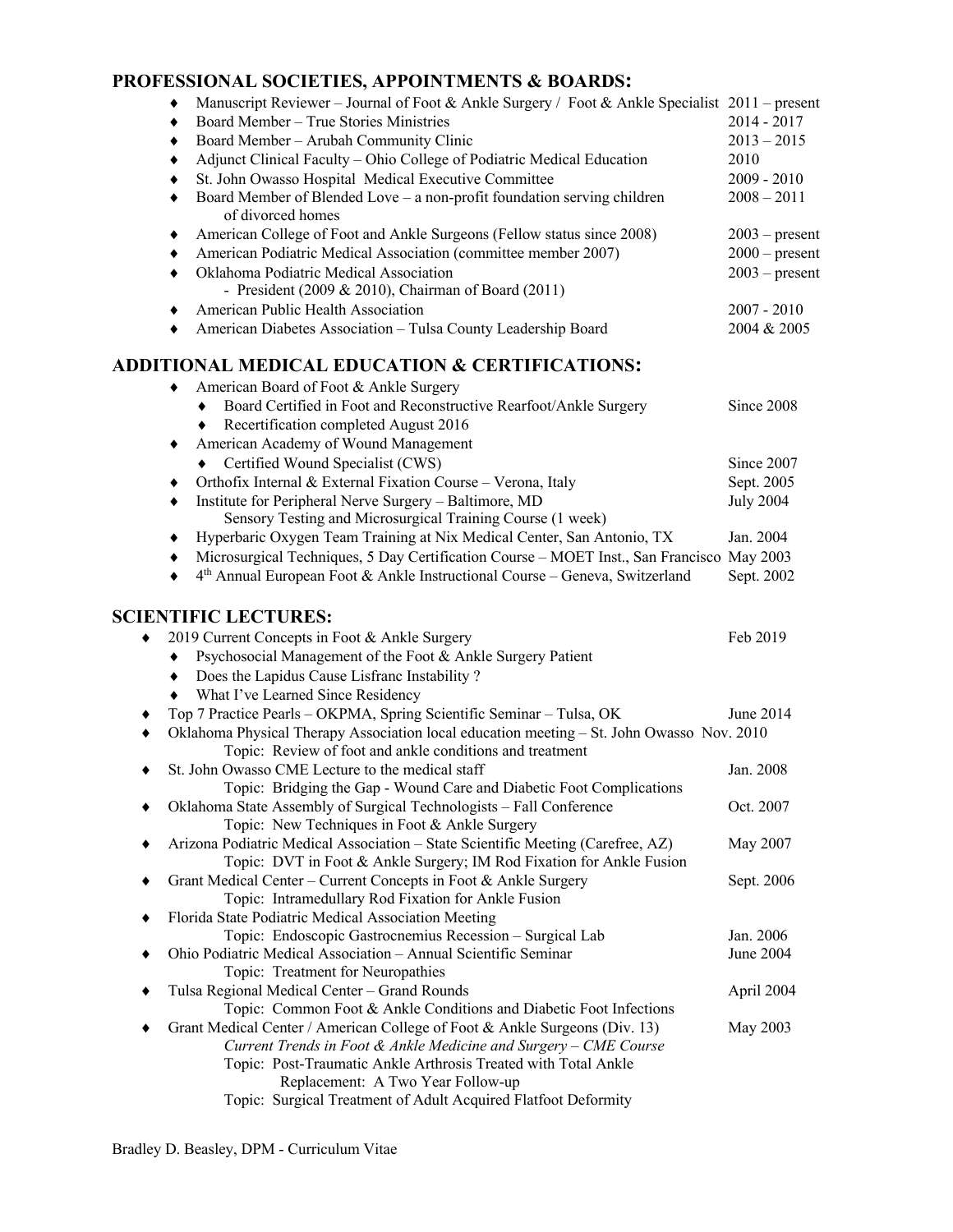## PROFESSIONAL SOCIETIES, APPOINTMENTS & BOARDS:

- Manuscript Reviewer – Journal of Foot & Ankle Surgery / Foot & Ankle Specialist 2011 – present
- Board Member – True Stories Ministries 2014 - 2017
- Board Member – Arubah Community Clinic 2013 – 2015
- Adjunct Clinical Faculty – Ohio College of Podiatric Medical Education 2010
- St. John Owasso Hospital Medical Executive Committee 2009 - 2010
- Board Member of Blended Love – a non-profit foundation serving children of divorced homes 2008 – 2011
- American College of Foot and Ankle Surgeons (Fellow status since 2008) 2003 – present
- American Podiatric Medical Association (committee member 2007) 2000 – present
- Oklahoma Podiatric Medical Association 2003 – present
  - President (2009 & 2010), Chairman of Board (2011)
- American Public Health Association 2007 - 2010
- American Diabetes Association – Tulsa County Leadership Board 2004 & 2005

## ADDITIONAL MEDICAL EDUCATION & CERTIFICATIONS:

- American Board of Foot & Ankle Surgery
  - Board Certified in Foot and Reconstructive Rearfoot/Ankle Surgery Since 2008
  - Recertification completed August 2016
- American Academy of Wound Management
  - Certified Wound Specialist (CWS) Since 2007
- Orthofix Internal & External Fixation Course – Verona, Italy Sept. 2005
- Institute for Peripheral Nerve Surgery – Baltimore, MD July 2004
  Sensory Testing and Microsurgical Training Course (1 week)
- Hyperbaric Oxygen Team Training at Nix Medical Center, San Antonio, TX Jan. 2004
- Microsurgical Techniques, 5 Day Certification Course – MOET Inst., San Francisco May 2003
- 4th Annual European Foot & Ankle Instructional Course – Geneva, Switzerland Sept. 2002

## SCIENTIFIC LECTURES:

- 2019 Current Concepts in Foot & Ankle Surgery Feb 2019
  - Psychosocial Management of the Foot & Ankle Surgery Patient
  - Does the Lapidus Cause Lisfranc Instability ?
  - What I've Learned Since Residency
- Top 7 Practice Pearls – OKPMA, Spring Scientific Seminar – Tulsa, OK June 2014
- Oklahoma Physical Therapy Association local education meeting – St. John Owasso Nov. 2010
  Topic: Review of foot and ankle conditions and treatment
- St. John Owasso CME Lecture to the medical staff Jan. 2008
  Topic: Bridging the Gap - Wound Care and Diabetic Foot Complications
- Oklahoma State Assembly of Surgical Technologists – Fall Conference Oct. 2007
  Topic: New Techniques in Foot & Ankle Surgery
- Arizona Podiatric Medical Association – State Scientific Meeting (Carefree, AZ) May 2007
  Topic: DVT in Foot & Ankle Surgery; IM Rod Fixation for Ankle Fusion
- Grant Medical Center – Current Concepts in Foot & Ankle Surgery Sept. 2006
  Topic: Intramedullary Rod Fixation for Ankle Fusion
- Florida State Podiatric Medical Association Meeting
  Topic: Endoscopic Gastrocnemius Recession – Surgical Lab Jan. 2006
- Ohio Podiatric Medical Association – Annual Scientific Seminar June 2004
  Topic: Treatment for Neuropathies
- Tulsa Regional Medical Center – Grand Rounds April 2004
  Topic: Common Foot & Ankle Conditions and Diabetic Foot Infections
- Grant Medical Center / American College of Foot & Ankle Surgeons (Div. 13) May 2003
  *Current Trends in Foot & Ankle Medicine and Surgery – CME Course*
  Topic: Post-Traumatic Ankle Arthrosis Treated with Total Ankle Replacement: A Two Year Follow-up
  Topic: Surgical Treatment of Adult Acquired Flatfoot Deformity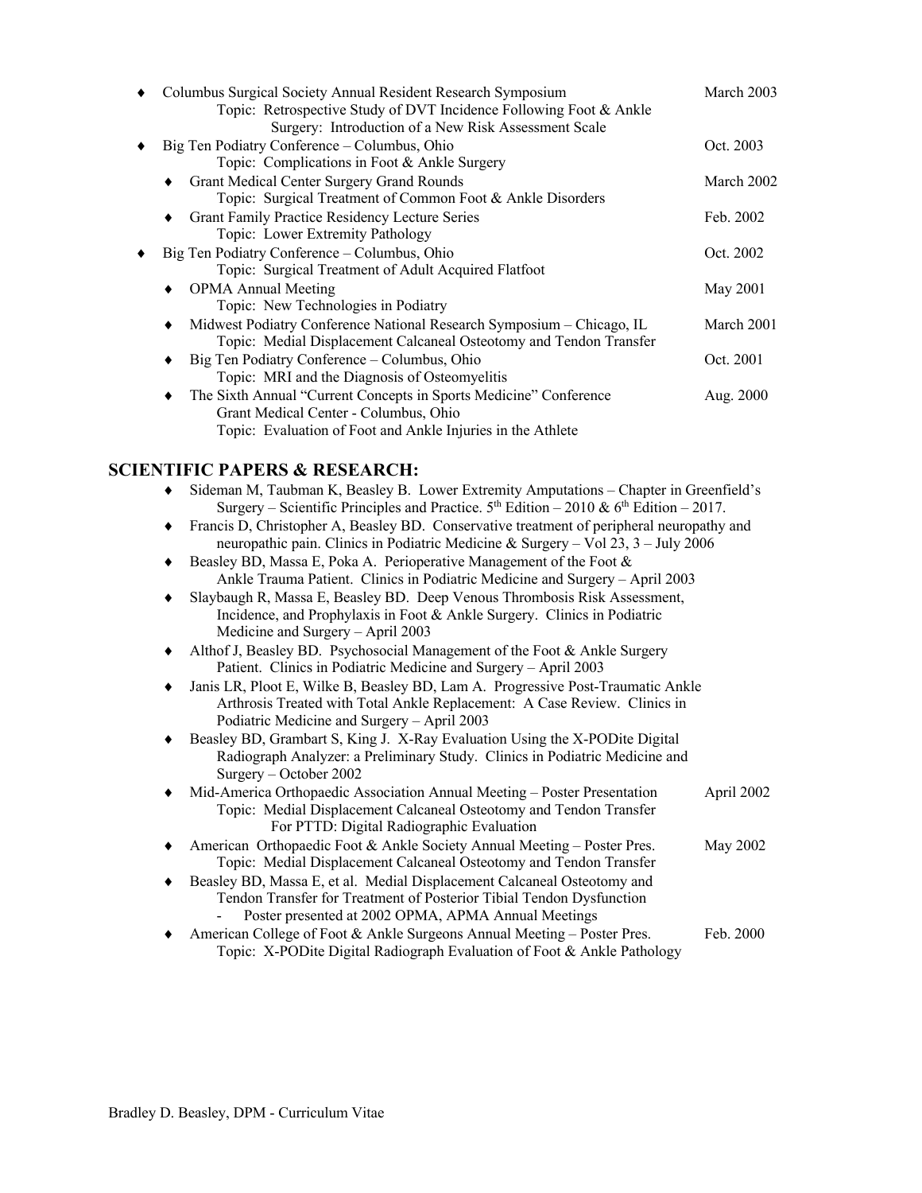- Columbus Surgical Society Annual Resident Research Symposium — March 2003
  Topic: Retrospective Study of DVT Incidence Following Foot & Ankle Surgery: Introduction of a New Risk Assessment Scale
- Big Ten Podiatry Conference – Columbus, Ohio — Oct. 2003
  Topic: Complications in Foot & Ankle Surgery
  - Grant Medical Center Surgery Grand Rounds — March 2002
    Topic: Surgical Treatment of Common Foot & Ankle Disorders
  - Grant Family Practice Residency Lecture Series — Feb. 2002
    Topic: Lower Extremity Pathology
- Big Ten Podiatry Conference – Columbus, Ohio — Oct. 2002
  Topic: Surgical Treatment of Adult Acquired Flatfoot
  - OPMA Annual Meeting — May 2001
    Topic: New Technologies in Podiatry
  - Midwest Podiatry Conference National Research Symposium – Chicago, IL — March 2001
    Topic: Medial Displacement Calcaneal Osteotomy and Tendon Transfer
  - Big Ten Podiatry Conference – Columbus, Ohio — Oct. 2001
    Topic: MRI and the Diagnosis of Osteomyelitis
  - The Sixth Annual "Current Concepts in Sports Medicine" Conference — Aug. 2000
    Grant Medical Center - Columbus, Ohio
    Topic: Evaluation of Foot and Ankle Injuries in the Athlete

## SCIENTIFIC PAPERS & RESEARCH:

- Sideman M, Taubman K, Beasley B. Lower Extremity Amputations – Chapter in Greenfield's Surgery – Scientific Principles and Practice. 5th Edition – 2010 & 6th Edition – 2017.
- Francis D, Christopher A, Beasley BD. Conservative treatment of peripheral neuropathy and neuropathic pain. Clinics in Podiatric Medicine & Surgery – Vol 23, 3 – July 2006
- Beasley BD, Massa E, Poka A. Perioperative Management of the Foot & Ankle Trauma Patient. Clinics in Podiatric Medicine and Surgery – April 2003
- Slaybaugh R, Massa E, Beasley BD. Deep Venous Thrombosis Risk Assessment, Incidence, and Prophylaxis in Foot & Ankle Surgery. Clinics in Podiatric Medicine and Surgery – April 2003
- Althof J, Beasley BD. Psychosocial Management of the Foot & Ankle Surgery Patient. Clinics in Podiatric Medicine and Surgery – April 2003
- Janis LR, Ploot E, Wilke B, Beasley BD, Lam A. Progressive Post-Traumatic Ankle Arthrosis Treated with Total Ankle Replacement: A Case Review. Clinics in Podiatric Medicine and Surgery – April 2003
- Beasley BD, Grambart S, King J. X-Ray Evaluation Using the X-PODite Digital Radiograph Analyzer: a Preliminary Study. Clinics in Podiatric Medicine and Surgery – October 2002
- Mid-America Orthopaedic Association Annual Meeting – Poster Presentation — April 2002
  Topic: Medial Displacement Calcaneal Osteotomy and Tendon Transfer For PTTD: Digital Radiographic Evaluation
- American Orthopaedic Foot & Ankle Society Annual Meeting – Poster Pres. — May 2002
  Topic: Medial Displacement Calcaneal Osteotomy and Tendon Transfer
- Beasley BD, Massa E, et al. Medial Displacement Calcaneal Osteotomy and Tendon Transfer for Treatment of Posterior Tibial Tendon Dysfunction
  - Poster presented at 2002 OPMA, APMA Annual Meetings
- American College of Foot & Ankle Surgeons Annual Meeting – Poster Pres. — Feb. 2000
  Topic: X-PODite Digital Radiograph Evaluation of Foot & Ankle Pathology